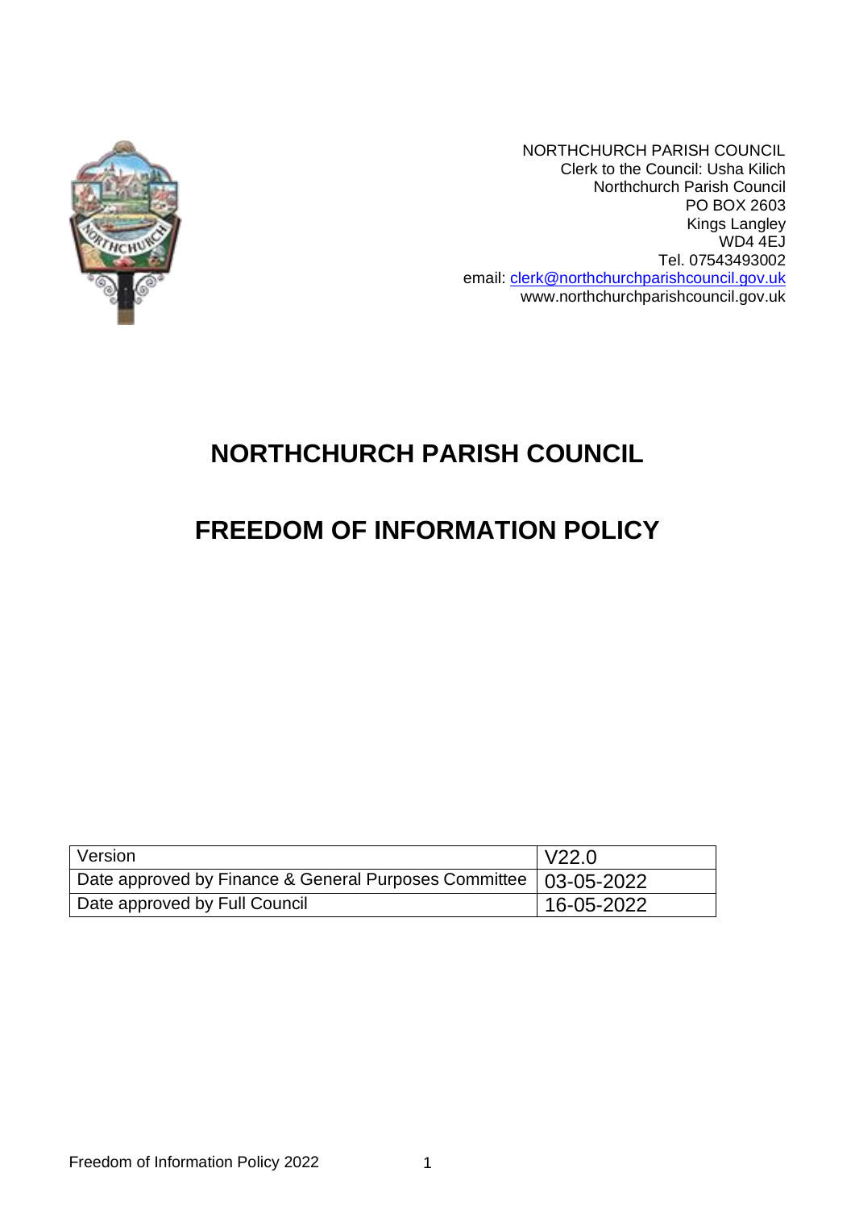NORTHCHURCH PARISH COUNCIL
Clerk to the Council: Usha Kilich
Northchurch Parish Council
PO BOX 2603
Kings Langley
WD4 4EJ
Tel. 07543493002
email: clerk@northchurchparishcouncil.gov.uk
www.northchurchparishcouncil.gov.uk

# NORTHCHURCH PARISH COUNCIL

# FREEDOM OF INFORMATION POLICY

| Version | V22.0 |
|---|---|
| Date approved by Finance & General Purposes Committee | 03-05-2022 |
| Date approved by Full Council | 16-05-2022 |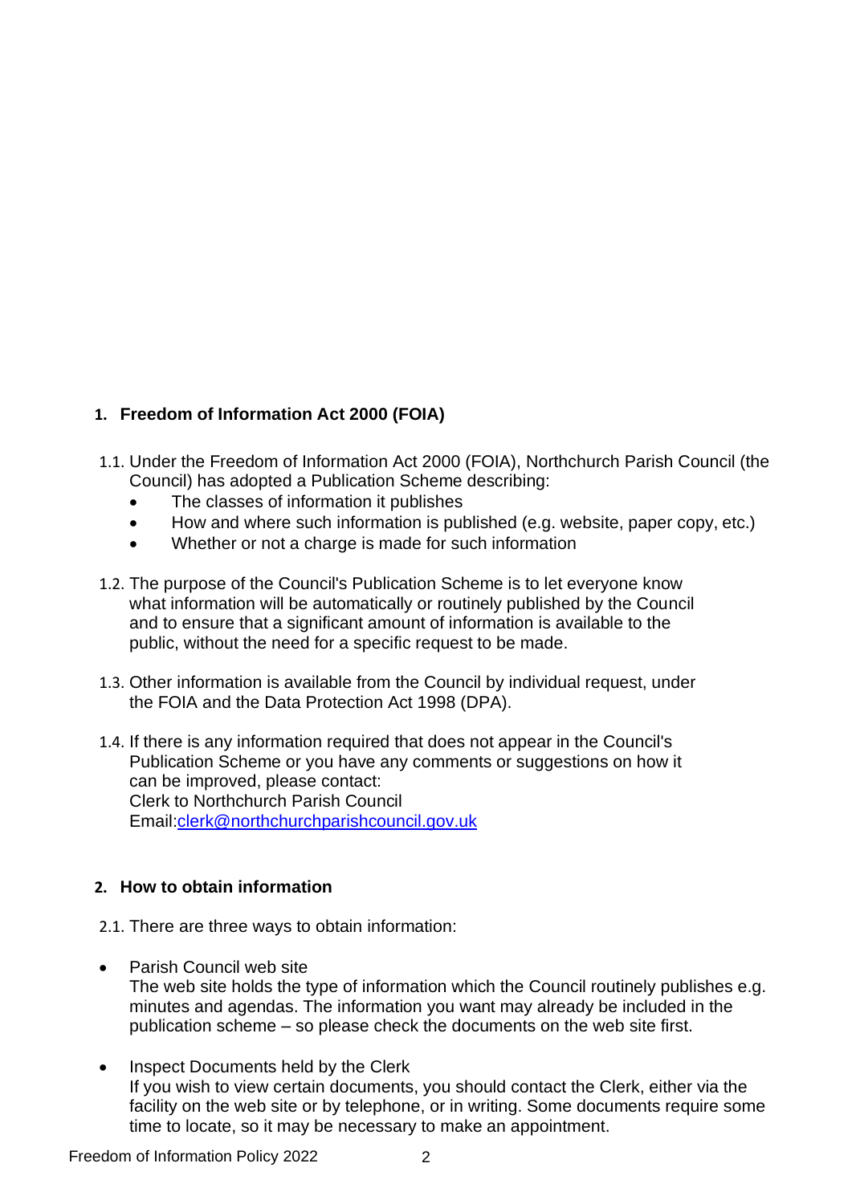## 1. Freedom of Information Act 2000 (FOIA)

1.1. Under the Freedom of Information Act 2000 (FOIA), Northchurch Parish Council (the Council) has adopted a Publication Scheme describing:

- The classes of information it publishes
- How and where such information is published (e.g. website, paper copy, etc.)
- Whether or not a charge is made for such information

1.2. The purpose of the Council's Publication Scheme is to let everyone know what information will be automatically or routinely published by the Council and to ensure that a significant amount of information is available to the public, without the need for a specific request to be made.

1.3. Other information is available from the Council by individual request, under the FOIA and the Data Protection Act 1998 (DPA).

1.4. If there is any information required that does not appear in the Council's Publication Scheme or you have any comments or suggestions on how it can be improved, please contact:
Clerk to Northchurch Parish Council
Email:clerk@northchurchparishcouncil.gov.uk

## 2. How to obtain information

2.1. There are three ways to obtain information:

- Parish Council web site
  The web site holds the type of information which the Council routinely publishes e.g. minutes and agendas. The information you want may already be included in the publication scheme – so please check the documents on the web site first.

- Inspect Documents held by the Clerk
  If you wish to view certain documents, you should contact the Clerk, either via the facility on the web site or by telephone, or in writing. Some documents require some time to locate, so it may be necessary to make an appointment.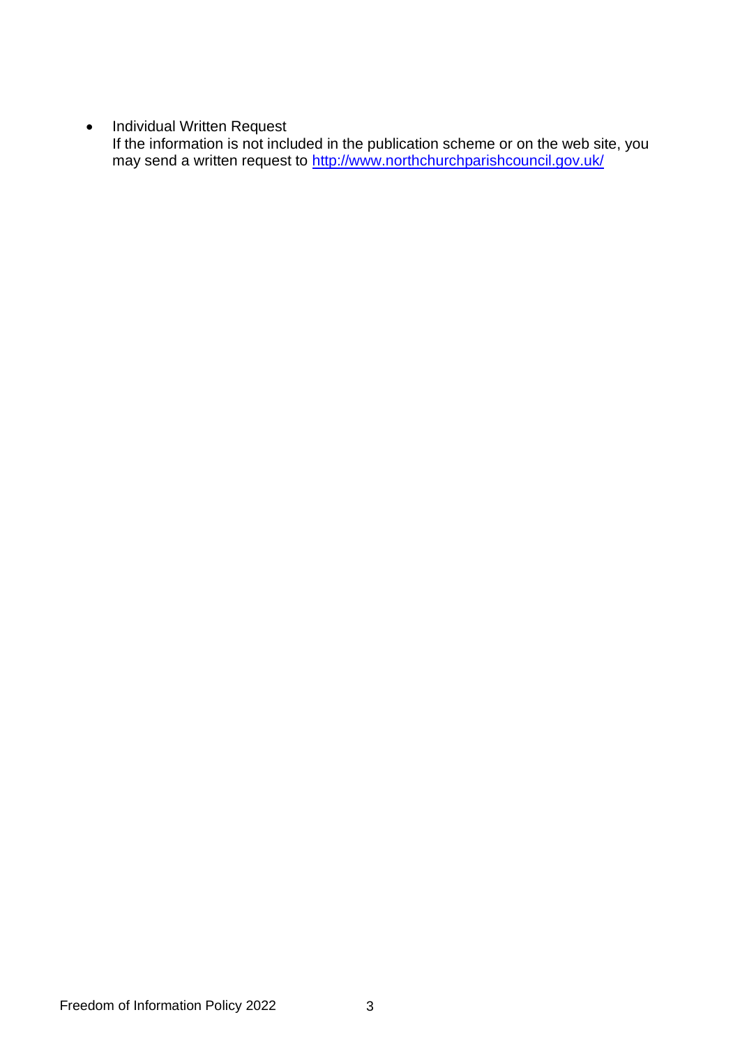- Individual Written Request
  If the information is not included in the publication scheme or on the web site, you may send a written request to http://www.northchurchparishcouncil.gov.uk/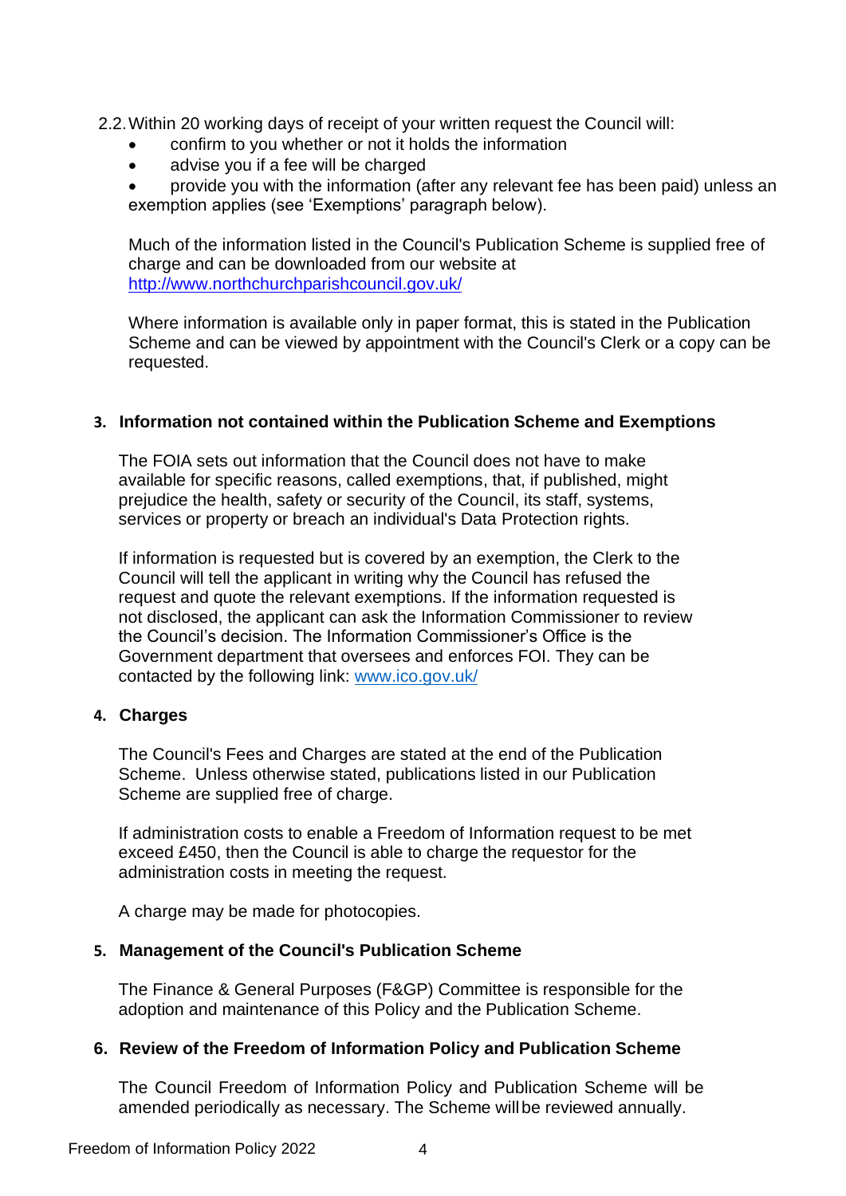2.2. Within 20 working days of receipt of your written request the Council will:

- confirm to you whether or not it holds the information
- advise you if a fee will be charged
- provide you with the information (after any relevant fee has been paid) unless an exemption applies (see 'Exemptions' paragraph below).

Much of the information listed in the Council's Publication Scheme is supplied free of charge and can be downloaded from our website at http://www.northchurchparishcouncil.gov.uk/

Where information is available only in paper format, this is stated in the Publication Scheme and can be viewed by appointment with the Council's Clerk or a copy can be requested.

## 3. Information not contained within the Publication Scheme and Exemptions

The FOIA sets out information that the Council does not have to make available for specific reasons, called exemptions, that, if published, might prejudice the health, safety or security of the Council, its staff, systems, services or property or breach an individual's Data Protection rights.

If information is requested but is covered by an exemption, the Clerk to the Council will tell the applicant in writing why the Council has refused the request and quote the relevant exemptions. If the information requested is not disclosed, the applicant can ask the Information Commissioner to review the Council's decision. The Information Commissioner's Office is the Government department that oversees and enforces FOI. They can be contacted by the following link: www.ico.gov.uk/

## 4. Charges

The Council's Fees and Charges are stated at the end of the Publication Scheme. Unless otherwise stated, publications listed in our Publication Scheme are supplied free of charge.

If administration costs to enable a Freedom of Information request to be met exceed £450, then the Council is able to charge the requestor for the administration costs in meeting the request.

A charge may be made for photocopies.

## 5. Management of the Council's Publication Scheme

The Finance & General Purposes (F&GP) Committee is responsible for the adoption and maintenance of this Policy and the Publication Scheme.

## 6. Review of the Freedom of Information Policy and Publication Scheme

The Council Freedom of Information Policy and Publication Scheme will be amended periodically as necessary. The Scheme will be reviewed annually.